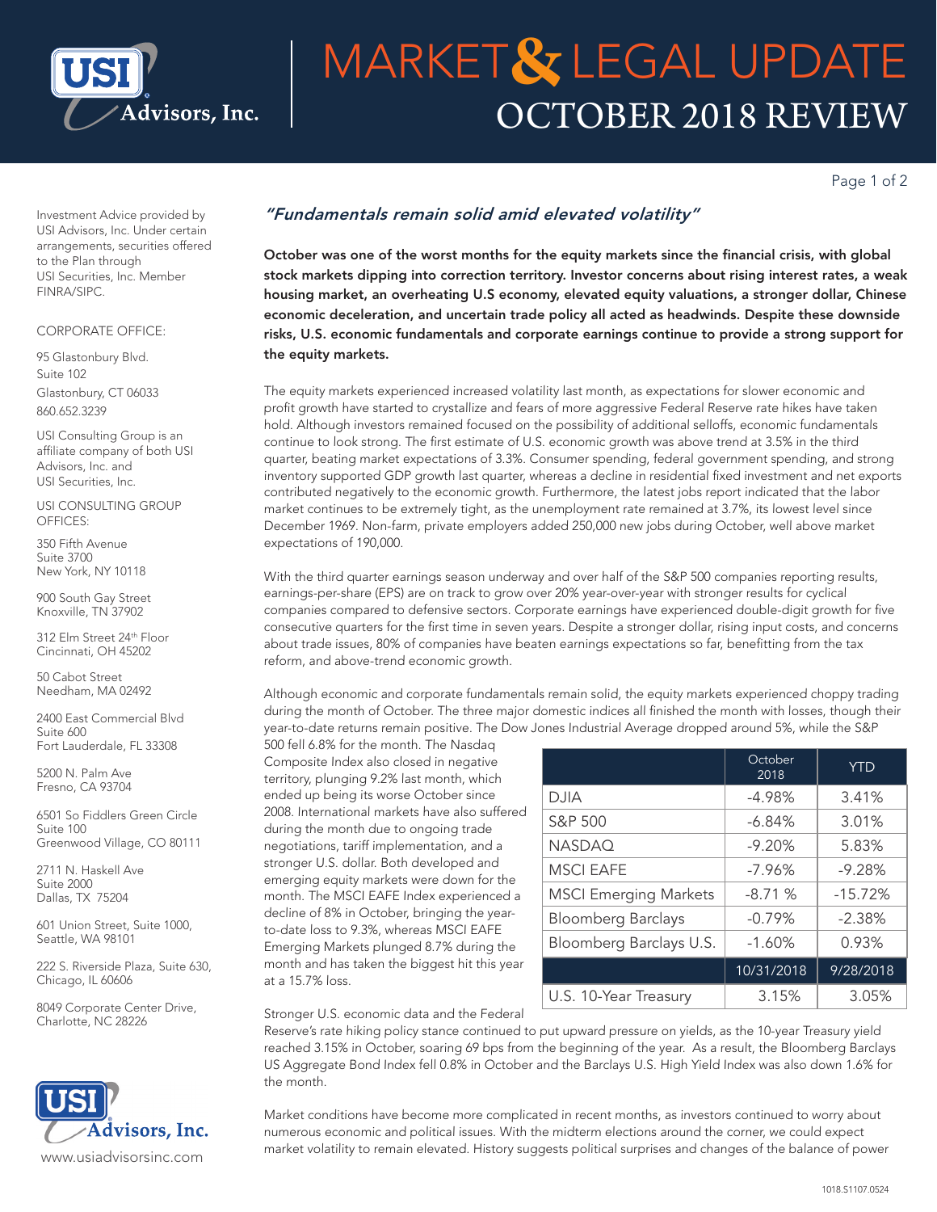# MARKET & LEGAL UPDATE

## OCTOBER 2018 REVIEW

Investment Advice provided by USI Advisors, Inc. Under certain arrangements, securities offered to the Plan through USI Securities, Inc. Member FINRA/SIPC.

CORPORATE OFFICE:

95 Glastonbury Blvd.
Suite 102
Glastonbury, CT 06033
860.652.3239

USI Consulting Group is an affiliate company of both USI Advisors, Inc. and USI Securities, Inc.

USI CONSULTING GROUP OFFICES:

350 Fifth Avenue
Suite 3700
New York, NY 10118

900 South Gay Street
Knoxville, TN 37902

312 Elm Street 24th Floor
Cincinnati, OH 45202

50 Cabot Street
Needham, MA 02492

2400 East Commercial Blvd
Suite 600
Fort Lauderdale, FL 33308

5200 N. Palm Ave
Fresno, CA 93704

6501 So Fiddlers Green Circle
Suite 100
Greenwood Village, CO 80111

2711 N. Haskell Ave
Suite 2000
Dallas, TX 75204

601 Union Street, Suite 1000,
Seattle, WA 98101

222 S. Riverside Plaza, Suite 630,
Chicago, IL 60606

8049 Corporate Center Drive,
Charlotte, NC 28226

www.usiadvisorsinc.com

### *"Fundamentals remain solid amid elevated volatility"*

**October was one of the worst months for the equity markets since the financial crisis, with global stock markets dipping into correction territory. Investor concerns about rising interest rates, a weak housing market, an overheating U.S economy, elevated equity valuations, a stronger dollar, Chinese economic deceleration, and uncertain trade policy all acted as headwinds. Despite these downside risks, U.S. economic fundamentals and corporate earnings continue to provide a strong support for the equity markets.**

The equity markets experienced increased volatility last month, as expectations for slower economic and profit growth have started to crystallize and fears of more aggressive Federal Reserve rate hikes have taken hold. Although investors remained focused on the possibility of additional selloffs, economic fundamentals continue to look strong. The first estimate of U.S. economic growth was above trend at 3.5% in the third quarter, beating market expectations of 3.3%. Consumer spending, federal government spending, and strong inventory supported GDP growth last quarter, whereas a decline in residential fixed investment and net exports contributed negatively to the economic growth. Furthermore, the latest jobs report indicated that the labor market continues to be extremely tight, as the unemployment rate remained at 3.7%, its lowest level since December 1969. Non-farm, private employers added 250,000 new jobs during October, well above market expectations of 190,000.

With the third quarter earnings season underway and over half of the S&P 500 companies reporting results, earnings-per-share (EPS) are on track to grow over 20% year-over-year with stronger results for cyclical companies compared to defensive sectors. Corporate earnings have experienced double-digit growth for five consecutive quarters for the first time in seven years. Despite a stronger dollar, rising input costs, and concerns about trade issues, 80% of companies have beaten earnings expectations so far, benefitting from the tax reform, and above-trend economic growth.

Although economic and corporate fundamentals remain solid, the equity markets experienced choppy trading during the month of October. The three major domestic indices all finished the month with losses, though their year-to-date returns remain positive. The Dow Jones Industrial Average dropped around 5%, while the S&P 500 fell 6.8% for the month. The Nasdaq Composite Index also closed in negative territory, plunging 9.2% last month, which ended up being its worse October since 2008. International markets have also suffered during the month due to ongoing trade negotiations, tariff implementation, and a stronger U.S. dollar. Both developed and emerging equity markets were down for the month. The MSCI EAFE Index experienced a decline of 8% in October, bringing the year-to-date loss to 9.3%, whereas MSCI EAFE Emerging Markets plunged 8.7% during the month and has taken the biggest hit this year at a 15.7% loss.

| | October 2018 | YTD |
|---|---|---|
| DJIA | -4.98% | 3.41% |
| S&P 500 | -6.84% | 3.01% |
| NASDAQ | -9.20% | 5.83% |
| MSCI EAFE | -7.96% | -9.28% |
| MSCI Emerging Markets | -8.71 % | -15.72% |
| Bloomberg Barclays | -0.79% | -2.38% |
| Bloomberg Barclays U.S. | -1.60% | 0.93% |
| | 10/31/2018 | 9/28/2018 |
| U.S. 10-Year Treasury | 3.15% | 3.05% |

Stronger U.S. economic data and the Federal Reserve's rate hiking policy stance continued to put upward pressure on yields, as the 10-year Treasury yield reached 3.15% in October, soaring 69 bps from the beginning of the year. As a result, the Bloomberg Barclays US Aggregate Bond Index fell 0.8% in October and the Barclays U.S. High Yield Index was also down 1.6% for the month.

Market conditions have become more complicated in recent months, as investors continued to worry about numerous economic and political issues. With the midterm elections around the corner, we could expect market volatility to remain elevated. History suggests political surprises and changes of the balance of power

1018.S1107.0524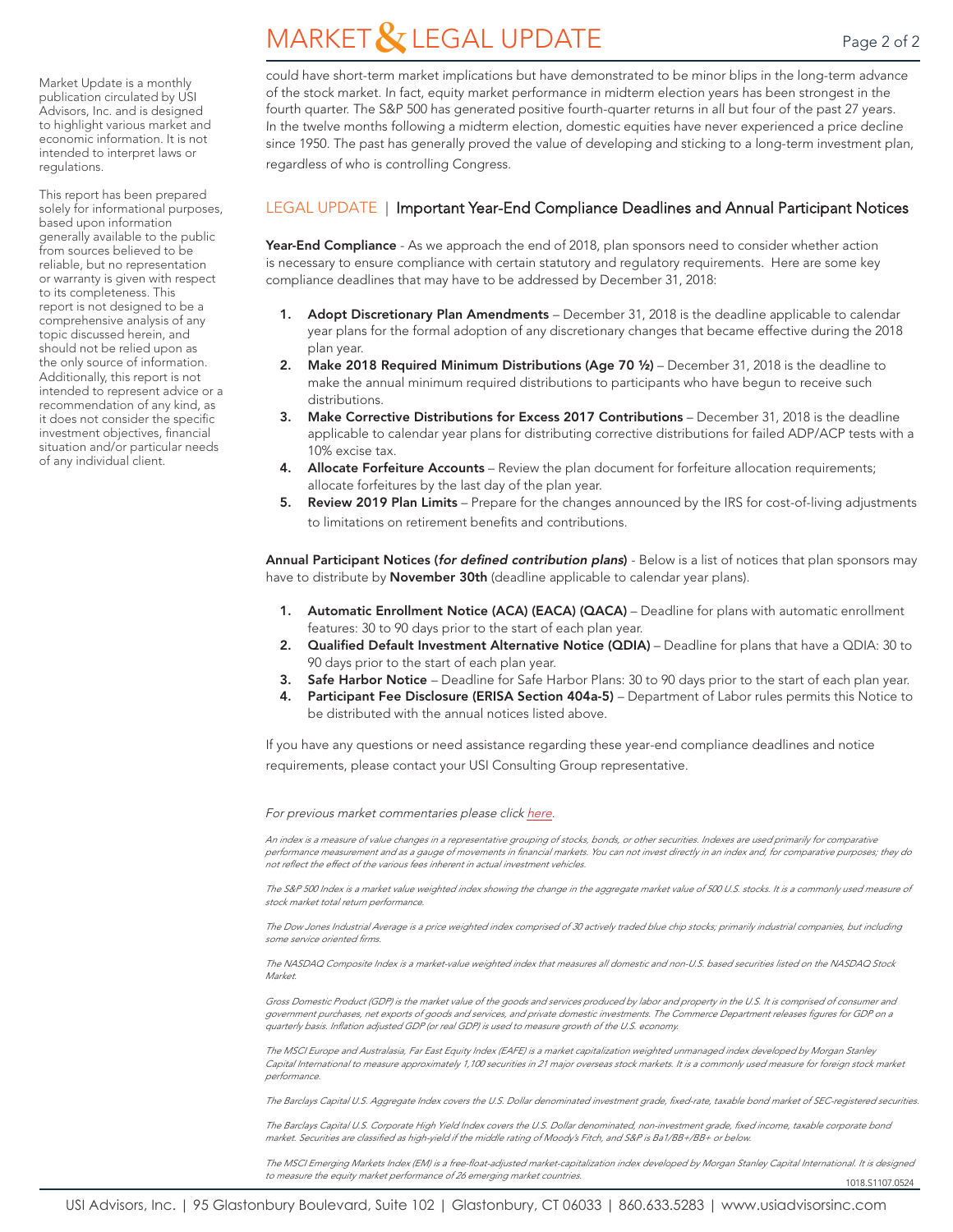Market Update is a monthly publication circulated by USI Advisors, Inc. and is designed to highlight various market and economic information. It is not intended to interpret laws or regulations.

This report has been prepared solely for informational purposes, based upon information generally available to the public from sources believed to be reliable, but no representation or warranty is given with respect to its completeness. This report is not designed to be a comprehensive analysis of any topic discussed herein, and should not be relied upon as the only source of information. Additionally, this report is not intended to represent advice or a recommendation of any kind, as it does not consider the specific investment objectives, financial situation and/or particular needs of any individual client.

could have short-term market implications but have demonstrated to be minor blips in the long-term advance of the stock market. In fact, equity market performance in midterm election years has been strongest in the fourth quarter. The S&P 500 has generated positive fourth-quarter returns in all but four of the past 27 years. In the twelve months following a midterm election, domestic equities have never experienced a price decline since 1950. The past has generally proved the value of developing and sticking to a long-term investment plan, regardless of who is controlling Congress.

## LEGAL UPDATE | Important Year-End Compliance Deadlines and Annual Participant Notices

**Year-End Compliance** - As we approach the end of 2018, plan sponsors need to consider whether action is necessary to ensure compliance with certain statutory and regulatory requirements. Here are some key compliance deadlines that may have to be addressed by December 31, 2018:

1. **Adopt Discretionary Plan Amendments** – December 31, 2018 is the deadline applicable to calendar year plans for the formal adoption of any discretionary changes that became effective during the 2018 plan year.
2. **Make 2018 Required Minimum Distributions (Age 70 ½)** – December 31, 2018 is the deadline to make the annual minimum required distributions to participants who have begun to receive such distributions.
3. **Make Corrective Distributions for Excess 2017 Contributions** – December 31, 2018 is the deadline applicable to calendar year plans for distributing corrective distributions for failed ADP/ACP tests with a 10% excise tax.
4. **Allocate Forfeiture Accounts** – Review the plan document for forfeiture allocation requirements; allocate forfeitures by the last day of the plan year.
5. **Review 2019 Plan Limits** – Prepare for the changes announced by the IRS for cost-of-living adjustments to limitations on retirement benefits and contributions.

**Annual Participant Notices (*for defined contribution plans*)** - Below is a list of notices that plan sponsors may have to distribute by **November 30th** (deadline applicable to calendar year plans).

1. **Automatic Enrollment Notice (ACA) (EACA) (QACA)** – Deadline for plans with automatic enrollment features: 30 to 90 days prior to the start of each plan year.
2. **Qualified Default Investment Alternative Notice (QDIA)** – Deadline for plans that have a QDIA: 30 to 90 days prior to the start of each plan year.
3. **Safe Harbor Notice** – Deadline for Safe Harbor Plans: 30 to 90 days prior to the start of each plan year.
4. **Participant Fee Disclosure (ERISA Section 404a-5)** – Department of Labor rules permits this Notice to be distributed with the annual notices listed above.

If you have any questions or need assistance regarding these year-end compliance deadlines and notice requirements, please contact your USI Consulting Group representative.

*For previous market commentaries please click here.*

*An index is a measure of value changes in a representative grouping of stocks, bonds, or other securities. Indexes are used primarily for comparative performance measurement and as a gauge of movements in financial markets. You can not invest directly in an index and, for comparative purposes; they do not reflect the effect of the various fees inherent in actual investment vehicles.*

*The S&P 500 Index is a market value weighted index showing the change in the aggregate market value of 500 U.S. stocks. It is a commonly used measure of stock market total return performance.*

*The Dow Jones Industrial Average is a price weighted index comprised of 30 actively traded blue chip stocks; primarily industrial companies, but including some service oriented firms.*

*The NASDAQ Composite Index is a market-value weighted index that measures all domestic and non-U.S. based securities listed on the NASDAQ Stock Market.*

*Gross Domestic Product (GDP) is the market value of the goods and services produced by labor and property in the U.S. It is comprised of consumer and government purchases, net exports of goods and services, and private domestic investments. The Commerce Department releases figures for GDP on a quarterly basis. Inflation adjusted GDP (or real GDP) is used to measure growth of the U.S. economy.*

*The MSCI Europe and Australasia, Far East Equity Index (EAFE) is a market capitalization weighted unmanaged index developed by Morgan Stanley Capital International to measure approximately 1,100 securities in 21 major overseas stock markets. It is a commonly used measure for foreign stock market performance.*

*The Barclays Capital U.S. Aggregate Index covers the U.S. Dollar denominated investment grade, fixed-rate, taxable bond market of SEC-registered securities.*

*The Barclays Capital U.S. Corporate High Yield Index covers the U.S. Dollar denominated, non-investment grade, fixed income, taxable corporate bond market. Securities are classified as high-yield if the middle rating of Moody's Fitch, and S&P is Ba1/BB+/BB+ or below.*

*The MSCI Emerging Markets Index (EM) is a free-float-adjusted market-capitalization index developed by Morgan Stanley Capital International. It is designed to measure the equity market performance of 26 emerging market countries.*

1018.S1107.0524

USI Advisors, Inc. | 95 Glastonbury Boulevard, Suite 102 | Glastonbury, CT 06033 | 860.633.5283 | www.usiadvisorsinc.com